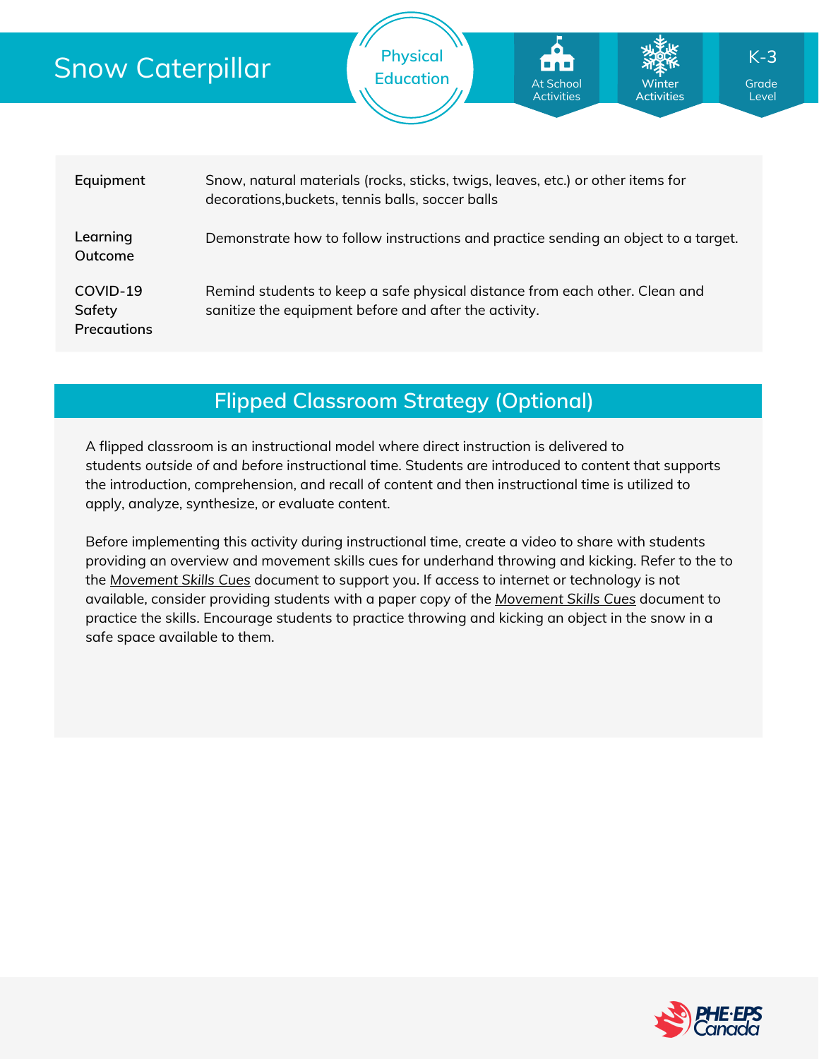# Snow Caterpillar

Physical Education

At School Activities | Winter Activities | K-3 Grade Level

| | |
|---|---|
| **Equipment** | Snow, natural materials (rocks, sticks, twigs, leaves, etc.) or other items for decorations,buckets, tennis balls, soccer balls |
| **Learning Outcome** | Demonstrate how to follow instructions and practice sending an object to a target. |
| **COVID-19 Safety Precautions** | Remind students to keep a safe physical distance from each other. Clean and sanitize the equipment before and after the activity. |

## Flipped Classroom Strategy (Optional)

A flipped classroom is an instructional model where direct instruction is delivered to students *outside of* and *before* instructional time. Students are introduced to content that supports the introduction, comprehension, and recall of content and then instructional time is utilized to apply, analyze, synthesize, or evaluate content.

Before implementing this activity during instructional time, create a video to share with students providing an overview and movement skills cues for underhand throwing and kicking. Refer to the to the *Movement Skills Cues* document to support you. If access to internet or technology is not available, consider providing students with a paper copy of the *Movement Skills Cues* document to practice the skills. Encourage students to practice throwing and kicking an object in the snow in a safe space available to them.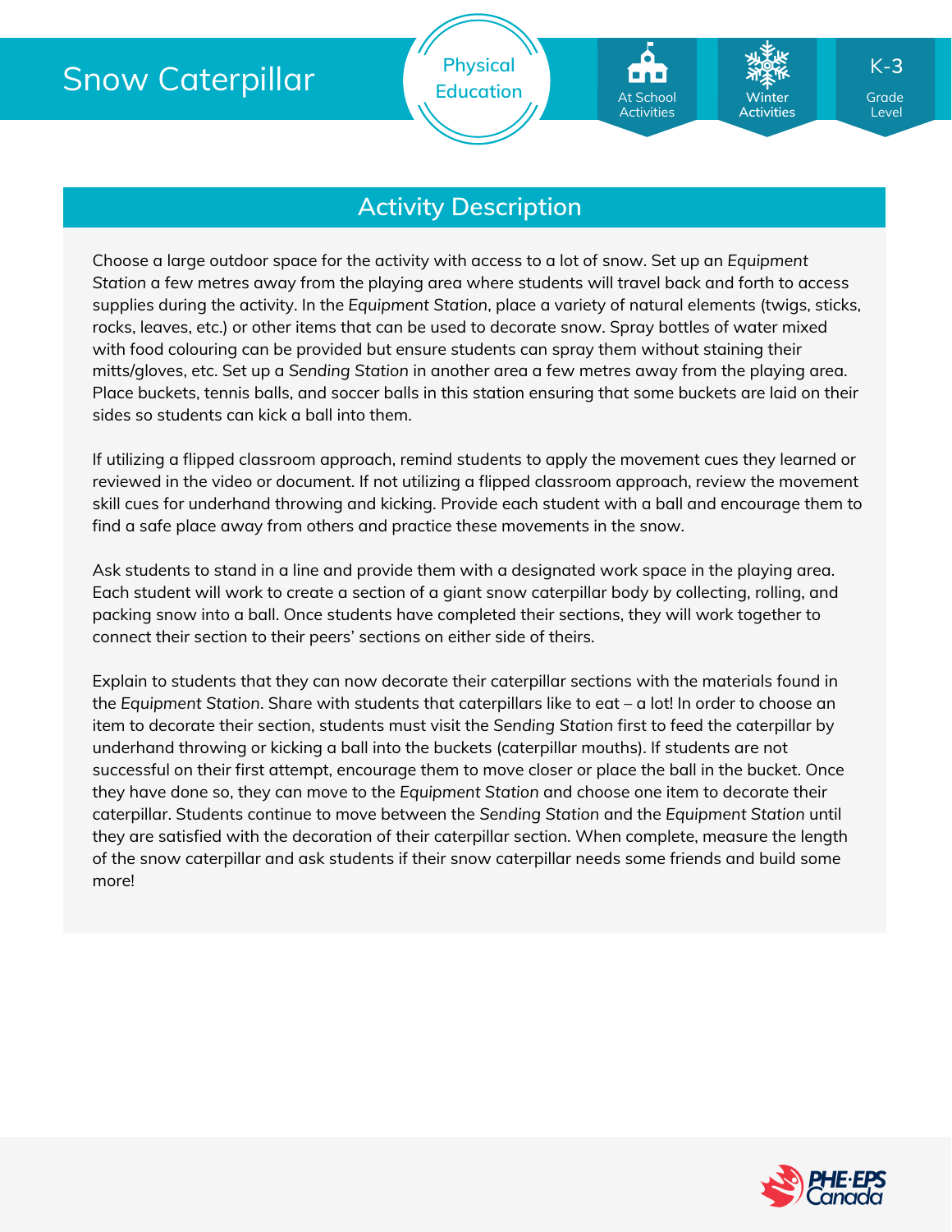# Snow Caterpillar

Physical Education

At School Activities | Winter Activities | K-3 Grade Level

## Activity Description

Choose a large outdoor space for the activity with access to a lot of snow. Set up an *Equipment Station* a few metres away from the playing area where students will travel back and forth to access supplies during the activity. In the *Equipment Station*, place a variety of natural elements (twigs, sticks, rocks, leaves, etc.) or other items that can be used to decorate snow. Spray bottles of water mixed with food colouring can be provided but ensure students can spray them without staining their mitts/gloves, etc. Set up a *Sending Station* in another area a few metres away from the playing area. Place buckets, tennis balls, and soccer balls in this station ensuring that some buckets are laid on their sides so students can kick a ball into them.

If utilizing a flipped classroom approach, remind students to apply the movement cues they learned or reviewed in the video or document. If not utilizing a flipped classroom approach, review the movement skill cues for underhand throwing and kicking. Provide each student with a ball and encourage them to find a safe place away from others and practice these movements in the snow.

Ask students to stand in a line and provide them with a designated work space in the playing area. Each student will work to create a section of a giant snow caterpillar body by collecting, rolling, and packing snow into a ball. Once students have completed their sections, they will work together to connect their section to their peers' sections on either side of theirs.

Explain to students that they can now decorate their caterpillar sections with the materials found in the *Equipment Station*. Share with students that caterpillars like to eat – a lot! In order to choose an item to decorate their section, students must visit the *Sending Station* first to feed the caterpillar by underhand throwing or kicking a ball into the buckets (caterpillar mouths). If students are not successful on their first attempt, encourage them to move closer or place the ball in the bucket. Once they have done so, they can move to the *Equipment Station* and choose one item to decorate their caterpillar. Students continue to move between the *Sending Station* and the *Equipment Station* until they are satisfied with the decoration of their caterpillar section. When complete, measure the length of the snow caterpillar and ask students if their snow caterpillar needs some friends and build some more!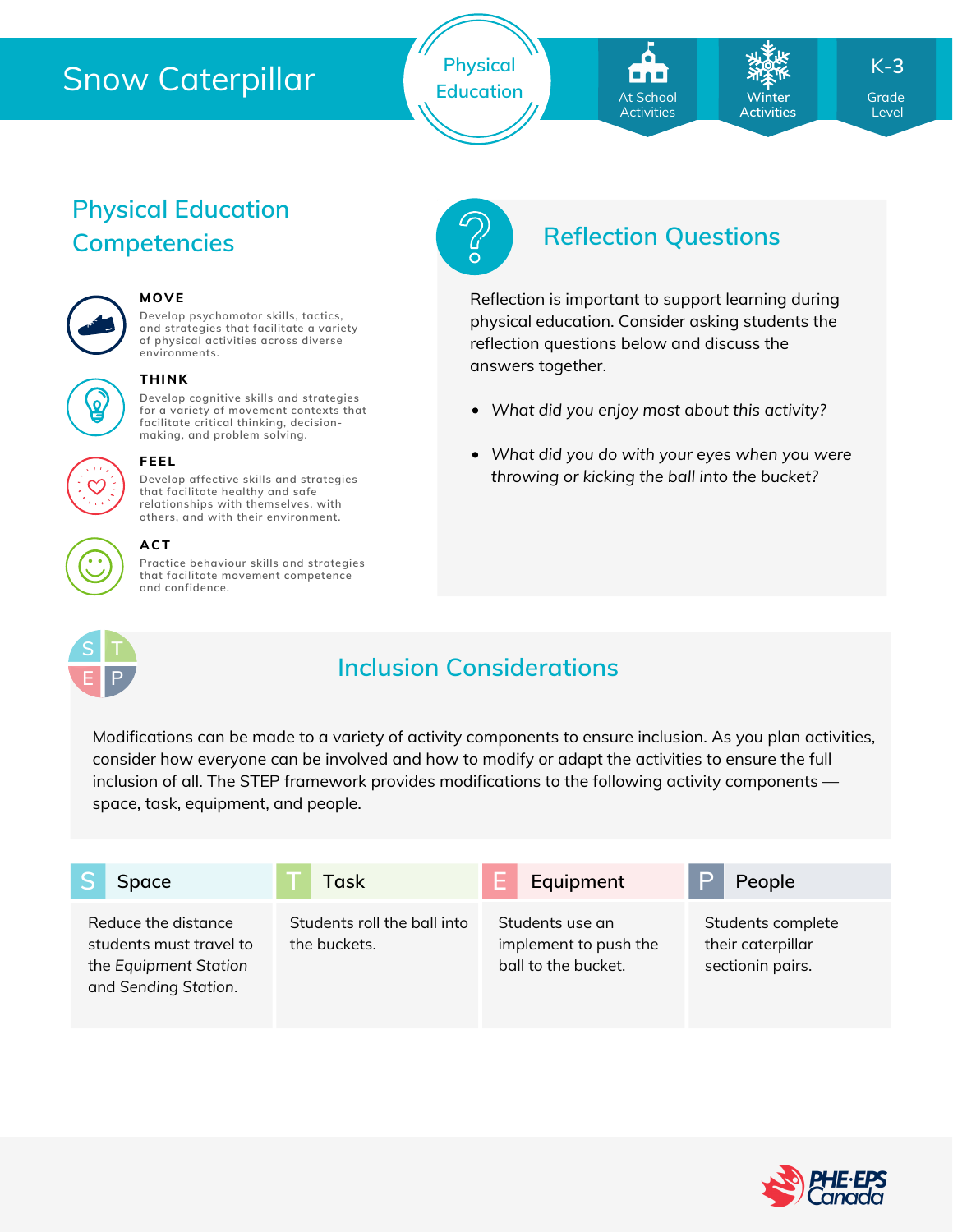# Snow Caterpillar

Physical Education

At School Activities | Winter Activities | K-3 Grade Level

## Physical Education Competencies

**MOVE**
Develop psychomotor skills, tactics, and strategies that facilitate a variety of physical activities across diverse environments.

**THINK**
Develop cognitive skills and strategies for a variety of movement contexts that facilitate critical thinking, decision-making, and problem solving.

**FEEL**
Develop affective skills and strategies that facilitate healthy and safe relationships with themselves, with others, and with their environment.

**ACT**
Practice behaviour skills and strategies that facilitate movement competence and confidence.

## Reflection Questions

Reflection is important to support learning during physical education. Consider asking students the reflection questions below and discuss the answers together.

- *What did you enjoy most about this activity?*
- *What did you do with your eyes when you were throwing or kicking the ball into the bucket?*

## Inclusion Considerations

Modifications can be made to a variety of activity components to ensure inclusion. As you plan activities, consider how everyone can be involved and how to modify or adapt the activities to ensure the full inclusion of all. The STEP framework provides modifications to the following activity components — space, task, equipment, and people.

| S Space | T Task | E Equipment | P People |
|---|---|---|---|
| Reduce the distance students must travel to the *Equipment Station* and *Sending Station*. | Students roll the ball into the buckets. | Students use an implement to push the ball to the bucket. | Students complete their caterpillar sectionin pairs. |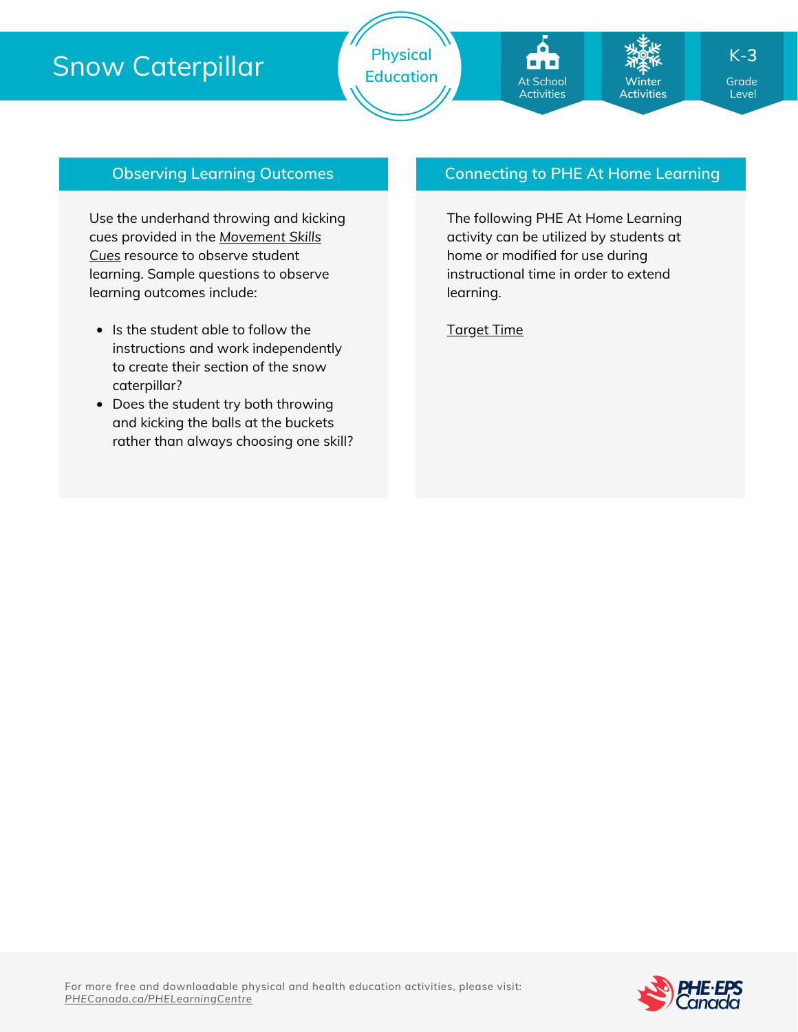# Snow Caterpillar

Physical Education

At School Activities

Winter Activities

K-3 Grade Level

## Observing Learning Outcomes

Use the underhand throwing and kicking cues provided in the *Movement Skills Cues* resource to observe student learning. Sample questions to observe learning outcomes include:

- Is the student able to follow the instructions and work independently to create their section of the snow caterpillar?
- Does the student try both throwing and kicking the balls at the buckets rather than always choosing one skill?

## Connecting to PHE At Home Learning

The following PHE At Home Learning activity can be utilized by students at home or modified for use during instructional time in order to extend learning.

Target Time

For more free and downloadable physical and health education activities, please visit: *PHECanada.ca/PHELearningCentre*